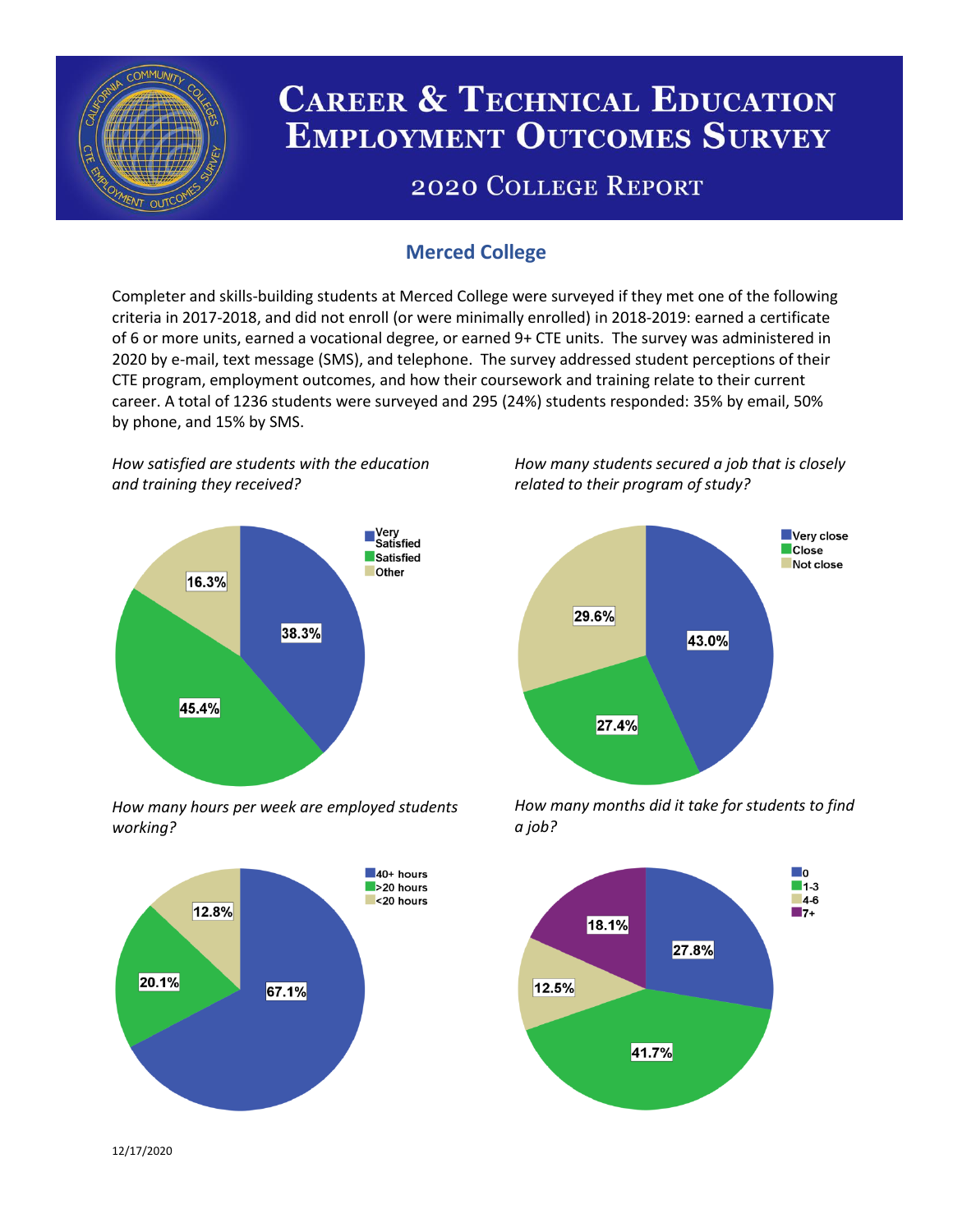# Career & Technical Education Employment Outcomes Survey

## 2020 College Report

### Merced College

Completer and skills-building students at Merced College were surveyed if they met one of the following criteria in 2017-2018, and did not enroll (or were minimally enrolled) in 2018-2019: earned a certificate of 6 or more units, earned a vocational degree, or earned 9+ CTE units. The survey was administered in 2020 by e-mail, text message (SMS), and telephone. The survey addressed student perceptions of their CTE program, employment outcomes, and how their coursework and training relate to their current career. A total of 1236 students were surveyed and 295 (24%) students responded: 35% by email, 50% by phone, and 15% by SMS.

*How satisfied are students with the education and training they received?*

| Response | Percent |
| --- | --- |
| Very Satisfied | 38.3% |
| Satisfied | 45.4% |
| Other | 16.3% |

*How many students secured a job that is closely related to their program of study?*

| Response | Percent |
| --- | --- |
| Very close | 43.0% |
| Close | 27.4% |
| Not close | 29.6% |

*How many hours per week are employed students working?*

| Response | Percent |
| --- | --- |
| 40+ hours | 67.1% |
| >20 hours | 20.1% |
| <20 hours | 12.8% |

*How many months did it take for students to find a job?*

| Response | Percent |
| --- | --- |
| 0 | 27.8% |
| 1-3 | 41.7% |
| 4-6 | 12.5% |
| 7+ | 18.1% |

12/17/2020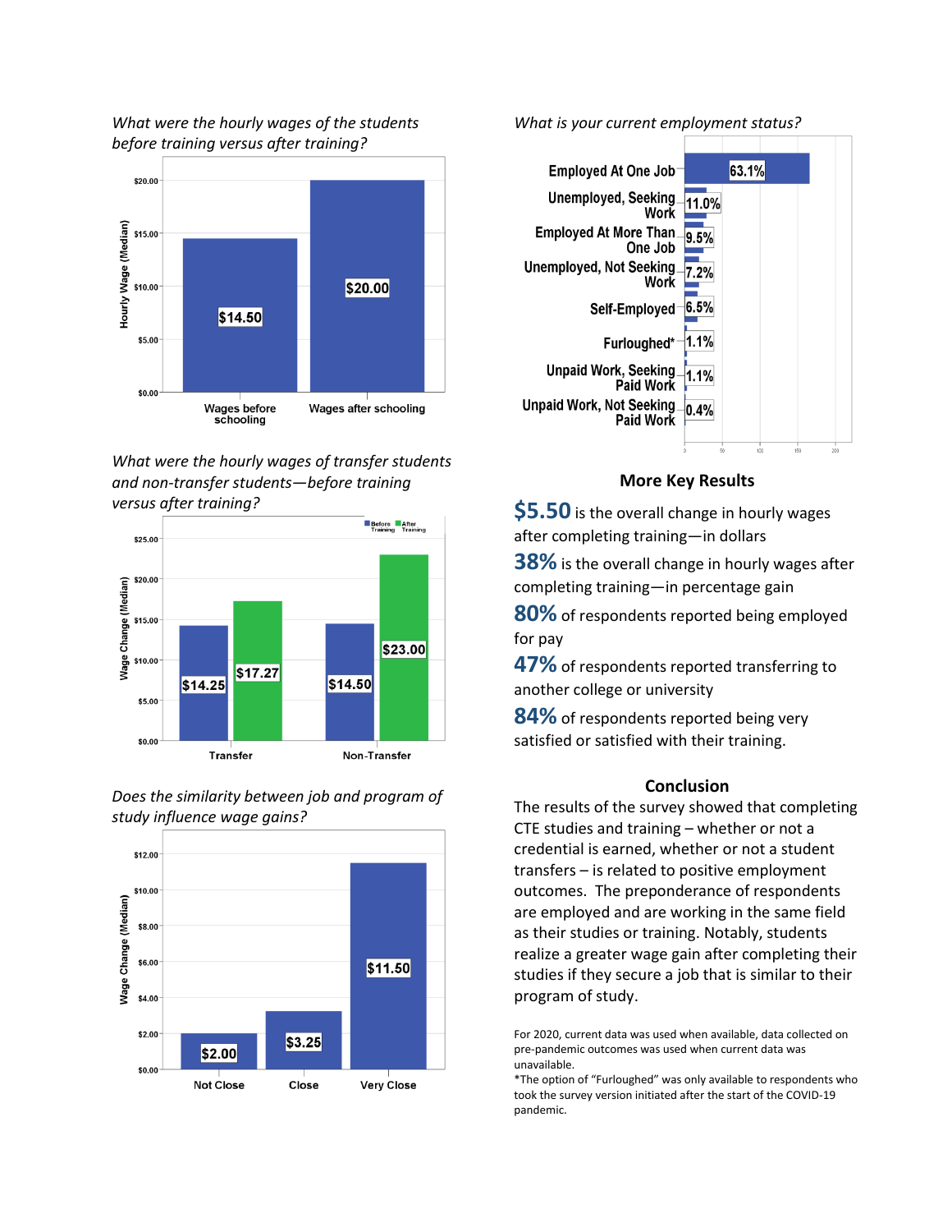*What were the hourly wages of the students before training versus after training?*

Hourly Wage (Median)

$20.00
$15.00
$10.00
$5.00
$0.00

$14.50
$20.00

Wages before schooling
Wages after schooling

*What were the hourly wages of transfer students and non-transfer students—before training versus after training?*

Before Training
After Training

Wage Change (Median)

$25.00
$20.00
$15.00
$10.00
$5.00
$0.00

$14.25
$17.27
$14.50
$23.00

Transfer
Non-Transfer

*Does the similarity between job and program of study influence wage gains?*

Wage Change (Median)

$12.00
$10.00
$8.00
$6.00
$4.00
$2.00
$0.00

$2.00
$3.25
$11.50

Not Close
Close
Very Close

*What is your current employment status?*

Employed At One Job 63.1%
Unemployed, Seeking Work 11.0%
Employed At More Than One Job 9.5%
Unemployed, Not Seeking Work 7.2%
Self-Employed 6.5%
Furloughed* 1.1%
Unpaid Work, Seeking Paid Work 1.1%
Unpaid Work, Not Seeking Paid Work 0.4%

0
50
100
150
200

## More Key Results

**$5.50** is the overall change in hourly wages after completing training—in dollars

**38%** is the overall change in hourly wages after completing training—in percentage gain

**80%** of respondents reported being employed for pay

**47%** of respondents reported transferring to another college or university

**84%** of respondents reported being very satisfied or satisfied with their training.

## Conclusion

The results of the survey showed that completing CTE studies and training – whether or not a credential is earned, whether or not a student transfers – is related to positive employment outcomes. The preponderance of respondents are employed and are working in the same field as their studies or training. Notably, students realize a greater wage gain after completing their studies if they secure a job that is similar to their program of study.

For 2020, current data was used when available, data collected on pre-pandemic outcomes was used when current data was unavailable.
*The option of "Furloughed" was only available to respondents who took the survey version initiated after the start of the COVID-19 pandemic.